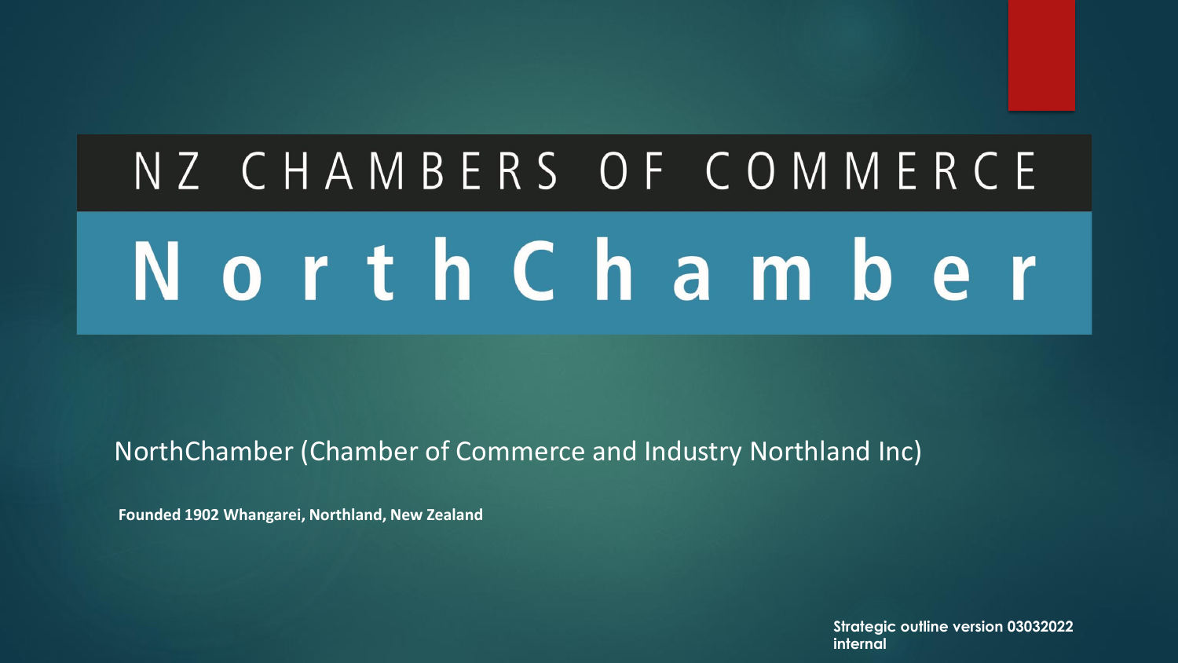# NZ CHAMBERS OF COMMERCE

# NorthChamber

NorthChamber (Chamber of Commerce and Industry Northland Inc)

**Founded 1902 Whangarei, Northland, New Zealand**

**Strategic outline version 03032022 internal**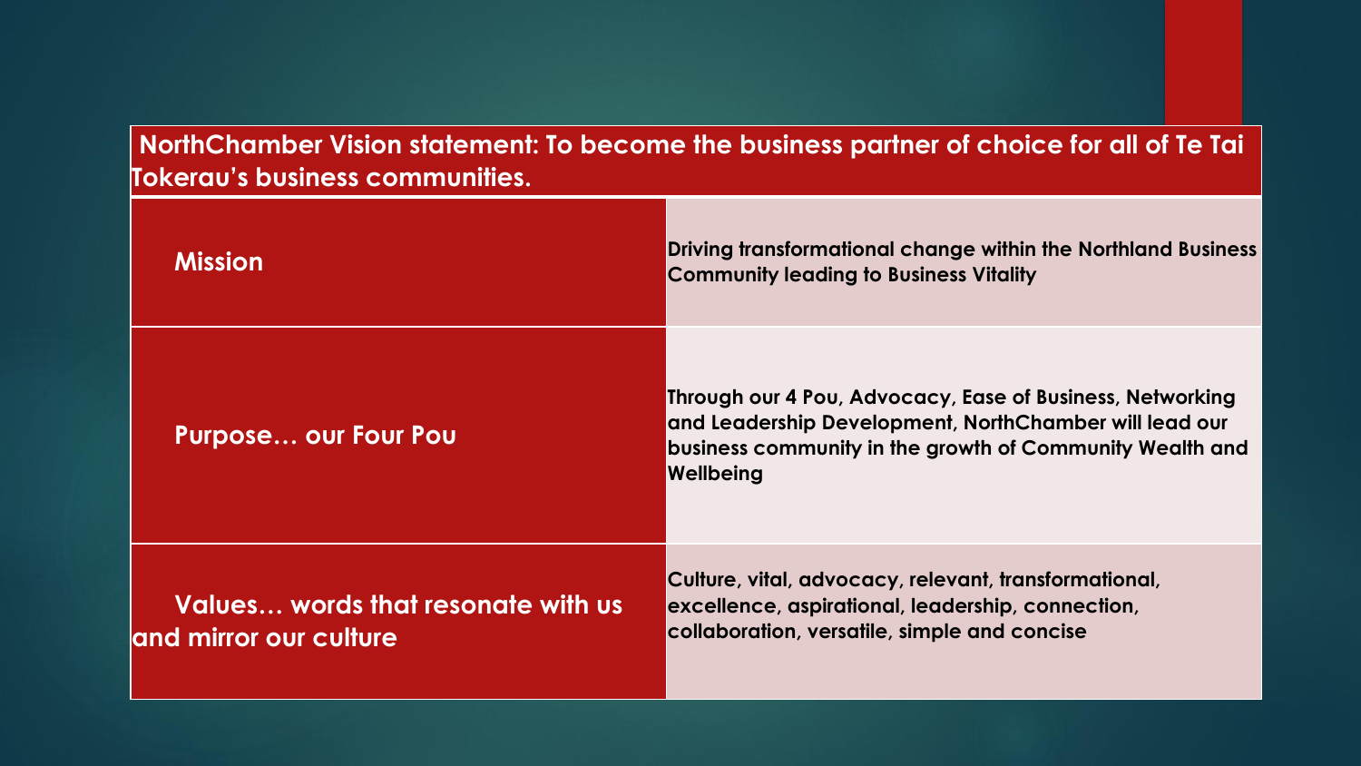| NorthChamber Vision statement: To become the business partner of choice for all of Te Tai Tokerau's business communities. | |
|---|---|
| **Mission** | **Driving transformational change within the Northland Business Community leading to Business Vitality** |
| **Purpose… our Four Pou** | **Through our 4 Pou, Advocacy, Ease of Business, Networking and Leadership Development, NorthChamber will lead our business community in the growth of Community Wealth and Wellbeing** |
| **Values… words that resonate with us and mirror our culture** | **Culture, vital, advocacy, relevant, transformational, excellence, aspirational, leadership, connection, collaboration, versatile, simple and concise** |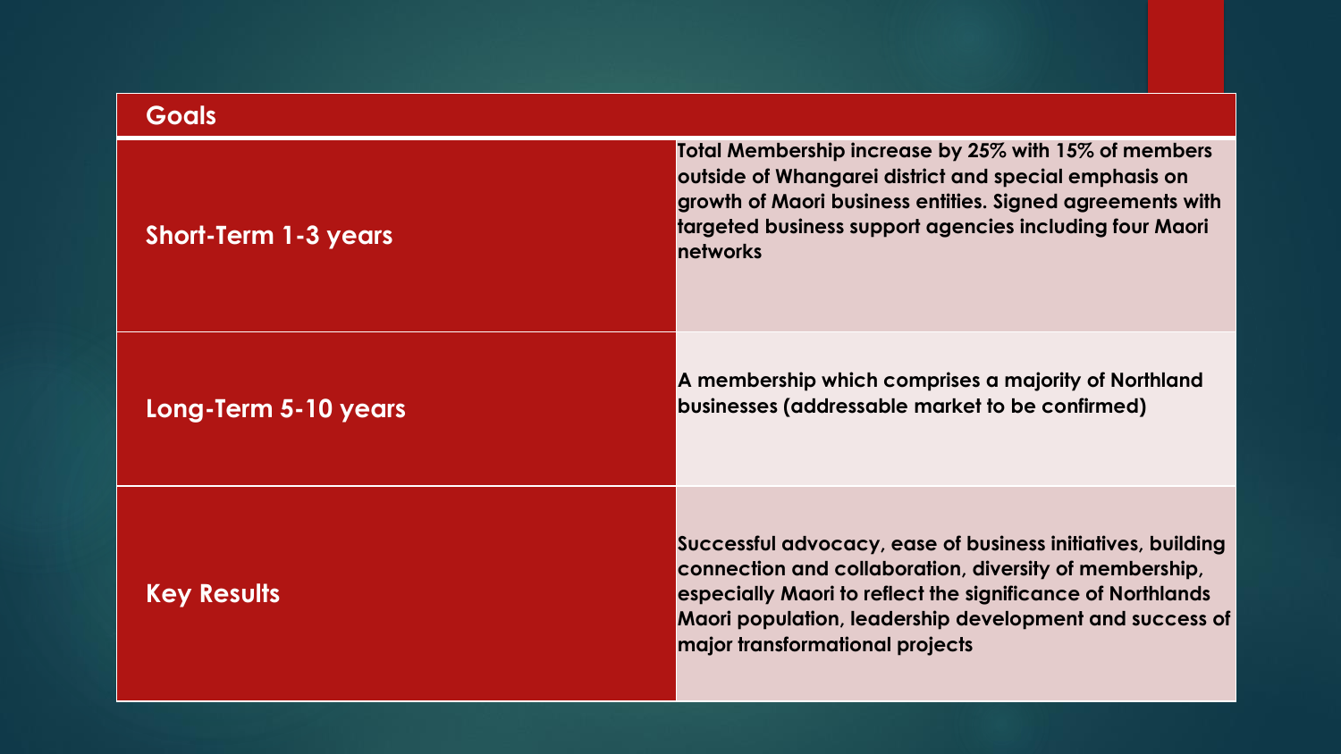| Goals | |
|---|---|
| **Short-Term 1-3 years** | **Total Membership increase by 25% with 15% of members outside of Whangarei district and special emphasis on growth of Maori business entities. Signed agreements with targeted business support agencies including four Maori networks** |
| **Long-Term 5-10 years** | **A membership which comprises a majority of Northland businesses (addressable market to be confirmed)** |
| **Key Results** | **Successful advocacy, ease of business initiatives, building connection and collaboration, diversity of membership, especially Maori to reflect the significance of Northlands Maori population, leadership development and success of major transformational projects** |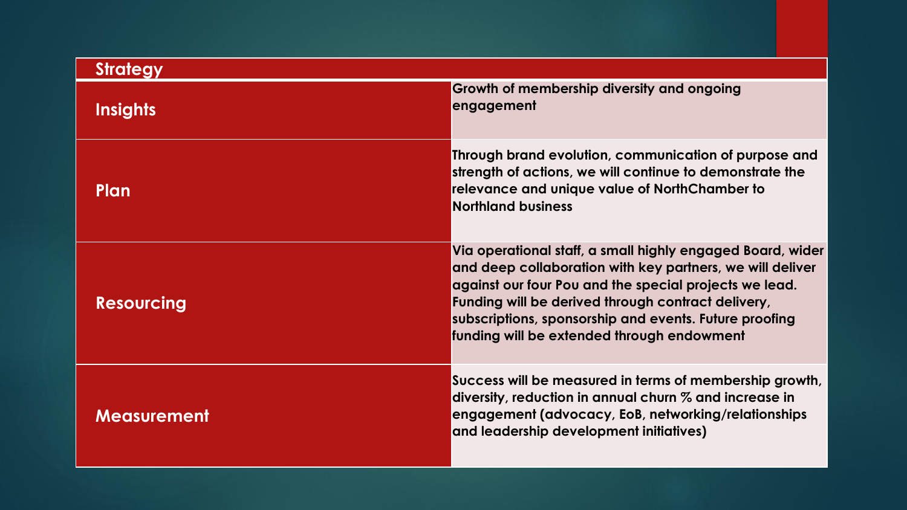| Strategy | |
|---|---|
| **Insights** | **Growth of membership diversity and ongoing engagement** |
| **Plan** | **Through brand evolution, communication of purpose and strength of actions, we will continue to demonstrate the relevance and unique value of NorthChamber to Northland business** |
| **Resourcing** | **Via operational staff, a small highly engaged Board, wider and deep collaboration with key partners, we will deliver against our four Pou and the special projects we lead. Funding will be derived through contract delivery, subscriptions, sponsorship and events. Future proofing funding will be extended through endowment** |
| **Measurement** | **Success will be measured in terms of membership growth, diversity, reduction in annual churn % and increase in engagement (advocacy, EoB, networking/relationships and leadership development initiatives)** |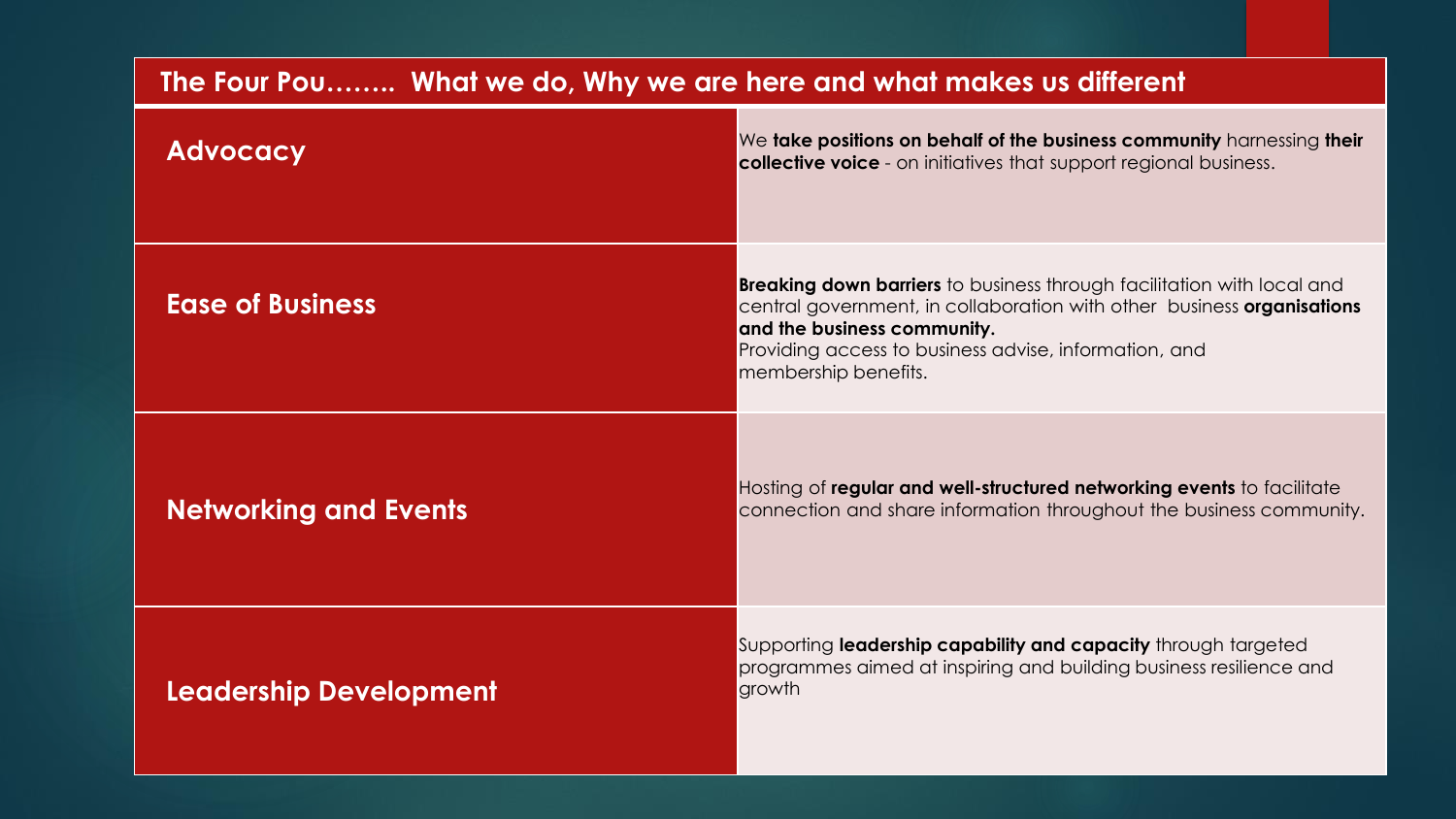## The Four Pou…….. What we do, Why we are here and what makes us different

| | |
|---|---|
| **Advocacy** | We **take positions on behalf of the business community** harnessing **their collective voice** - on initiatives that support regional business. |
| **Ease of Business** | **Breaking down barriers** to business through facilitation with local and central government, in collaboration with other business **organisations and the business community.** Providing access to business advise, information, and membership benefits. |
| **Networking and Events** | Hosting of **regular and well-structured networking events** to facilitate connection and share information throughout the business community. |
| **Leadership Development** | Supporting **leadership capability and capacity** through targeted programmes aimed at inspiring and building business resilience and growth |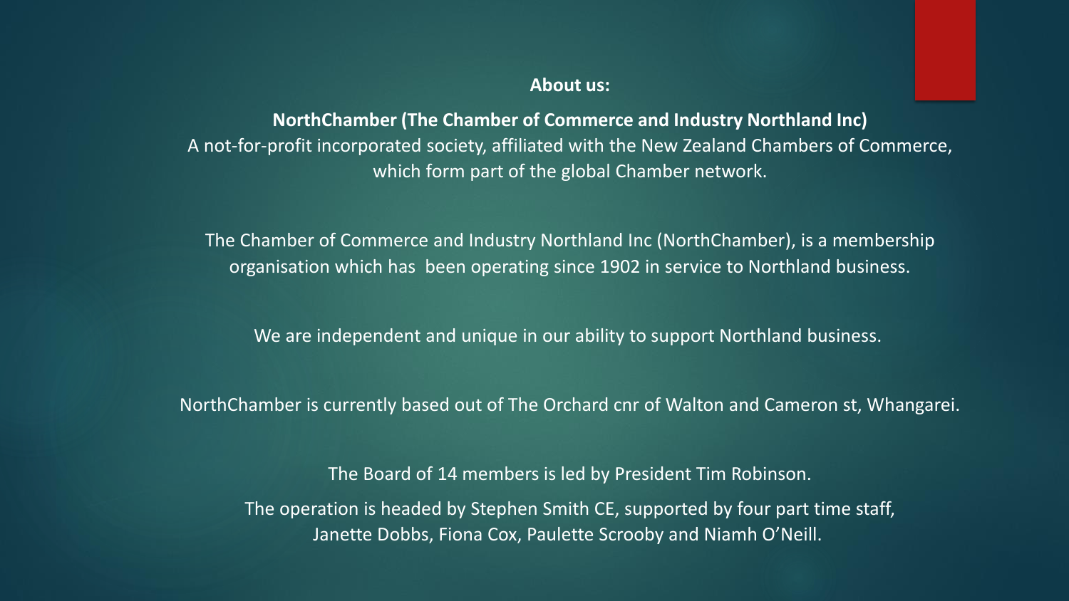**About us:**

**NorthChamber (The Chamber of Commerce and Industry Northland Inc)**

A not-for-profit incorporated society, affiliated with the New Zealand Chambers of Commerce, which form part of the global Chamber network.

The Chamber of Commerce and Industry Northland Inc (NorthChamber), is a membership organisation which has been operating since 1902 in service to Northland business.

We are independent and unique in our ability to support Northland business.

NorthChamber is currently based out of The Orchard cnr of Walton and Cameron st, Whangarei.

The Board of 14 members is led by President Tim Robinson.

The operation is headed by Stephen Smith CE, supported by four part time staff, Janette Dobbs, Fiona Cox, Paulette Scrooby and Niamh O'Neill.